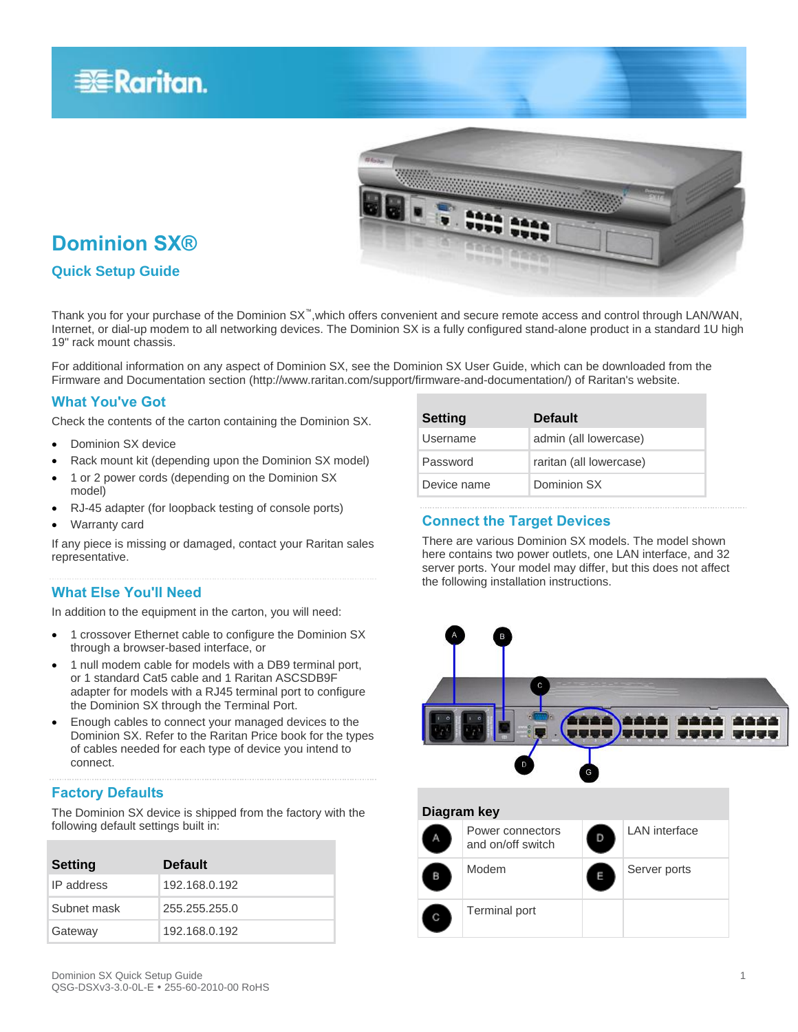# Dominion SX®

## Quick Setup Guide

Thank you for your purchase of the Dominion SX™,which offers convenient and secure remote access and control through LAN/WAN, Internet, or dial-up modem to all networking devices. The Dominion SX is a fully configured stand-alone product in a standard 1U high 19" rack mount chassis.

For additional information on any aspect of Dominion SX, see the Dominion SX User Guide, which can be downloaded from the Firmware and Documentation section (http://www.raritan.com/support/firmware-and-documentation/) of Raritan's website.

### What You've Got

Check the contents of the carton containing the Dominion SX.

- Dominion SX device
- Rack mount kit (depending upon the Dominion SX model)
- 1 or 2 power cords (depending on the Dominion SX model)
- RJ-45 adapter (for loopback testing of console ports)
- Warranty card

If any piece is missing or damaged, contact your Raritan sales representative.

### What Else You'll Need

In addition to the equipment in the carton, you will need:

- 1 crossover Ethernet cable to configure the Dominion SX through a browser-based interface, or
- 1 null modem cable for models with a DB9 terminal port, or 1 standard Cat5 cable and 1 Raritan ASCSDB9F adapter for models with a RJ45 terminal port to configure the Dominion SX through the Terminal Port.
- Enough cables to connect your managed devices to the Dominion SX. Refer to the Raritan Price book for the types of cables needed for each type of device you intend to connect.

### Factory Defaults

The Dominion SX device is shipped from the factory with the following default settings built in:

| Setting | Default |
|---|---|
| IP address | 192.168.0.192 |
| Subnet mask | 255.255.255.0 |
| Gateway | 192.168.0.192 |
| Username | admin (all lowercase) |
| Password | raritan (all lowercase) |
| Device name | Dominion SX |

### Connect the Target Devices

There are various Dominion SX models. The model shown here contains two power outlets, one LAN interface, and 32 server ports. Your model may differ, but this does not affect the following installation instructions.

| Diagram key | | | |
|---|---|---|---|
| A | Power connectors and on/off switch | D | LAN interface |
| B | Modem | E | Server ports |
| C | Terminal port | | |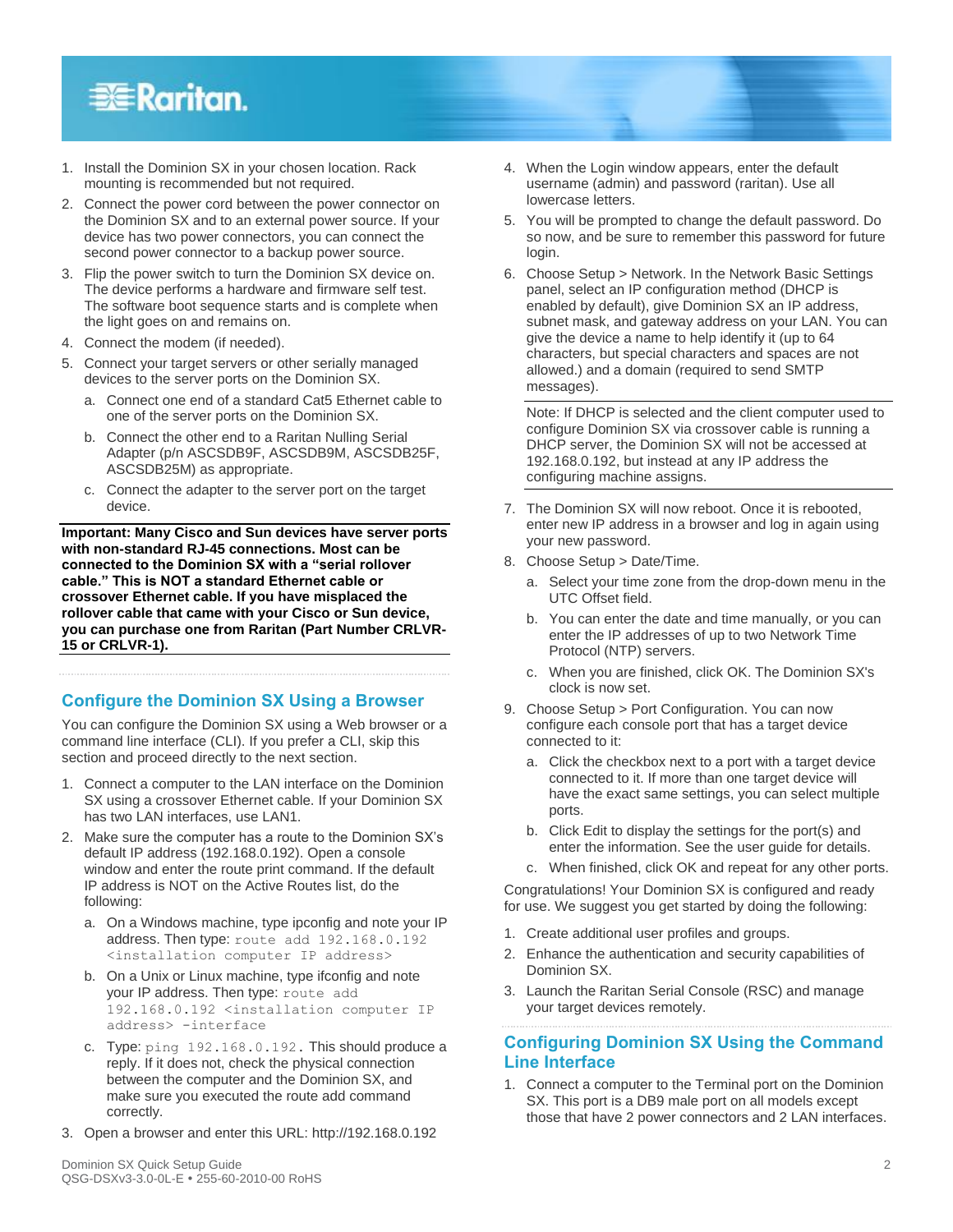1. Install the Dominion SX in your chosen location. Rack mounting is recommended but not required.
2. Connect the power cord between the power connector on the Dominion SX and to an external power source. If your device has two power connectors, you can connect the second power connector to a backup power source.
3. Flip the power switch to turn the Dominion SX device on. The device performs a hardware and firmware self test. The software boot sequence starts and is complete when the light goes on and remains on.
4. Connect the modem (if needed).
5. Connect your target servers or other serially managed devices to the server ports on the Dominion SX.
    a. Connect one end of a standard Cat5 Ethernet cable to one of the server ports on the Dominion SX.
    b. Connect the other end to a Raritan Nulling Serial Adapter (p/n ASCSDB9F, ASCSDB9M, ASCSDB25F, ASCSDB25M) as appropriate.
    c. Connect the adapter to the server port on the target device.

**Important: Many Cisco and Sun devices have server ports with non-standard RJ-45 connections. Most can be connected to the Dominion SX with a "serial rollover cable." This is NOT a standard Ethernet cable or crossover Ethernet cable. If you have misplaced the rollover cable that came with your Cisco or Sun device, you can purchase one from Raritan (Part Number CRLVR-15 or CRLVR-1).**

## Configure the Dominion SX Using a Browser

You can configure the Dominion SX using a Web browser or a command line interface (CLI). If you prefer a CLI, skip this section and proceed directly to the next section.

1. Connect a computer to the LAN interface on the Dominion SX using a crossover Ethernet cable. If your Dominion SX has two LAN interfaces, use LAN1.
2. Make sure the computer has a route to the Dominion SX's default IP address (192.168.0.192). Open a console window and enter the route print command. If the default IP address is NOT on the Active Routes list, do the following:
    a. On a Windows machine, type ipconfig and note your IP address. Then type: `route add 192.168.0.192 <installation computer IP address>`
    b. On a Unix or Linux machine, type ifconfig and note your IP address. Then type: `route add 192.168.0.192 <installation computer IP address> -interface`
    c. Type: `ping 192.168.0.192`. This should produce a reply. If it does not, check the physical connection between the computer and the Dominion SX, and make sure you executed the route add command correctly.
3. Open a browser and enter this URL: http://192.168.0.192
4. When the Login window appears, enter the default username (admin) and password (raritan). Use all lowercase letters.
5. You will be prompted to change the default password. Do so now, and be sure to remember this password for future login.
6. Choose Setup > Network. In the Network Basic Settings panel, select an IP configuration method (DHCP is enabled by default), give Dominion SX an IP address, subnet mask, and gateway address on your LAN. You can give the device a name to help identify it (up to 64 characters, but special characters and spaces are not allowed.) and a domain (required to send SMTP messages).

    Note: If DHCP is selected and the client computer used to configure Dominion SX via crossover cable is running a DHCP server, the Dominion SX will not be accessed at 192.168.0.192, but instead at any IP address the configuring machine assigns.

7. The Dominion SX will now reboot. Once it is rebooted, enter new IP address in a browser and log in again using your new password.
8. Choose Setup > Date/Time.
    a. Select your time zone from the drop-down menu in the UTC Offset field.
    b. You can enter the date and time manually, or you can enter the IP addresses of up to two Network Time Protocol (NTP) servers.
    c. When you are finished, click OK. The Dominion SX's clock is now set.
9. Choose Setup > Port Configuration. You can now configure each console port that has a target device connected to it:
    a. Click the checkbox next to a port with a target device connected to it. If more than one target device will have the exact same settings, you can select multiple ports.
    b. Click Edit to display the settings for the port(s) and enter the information. See the user guide for details.
    c. When finished, click OK and repeat for any other ports.

Congratulations! Your Dominion SX is configured and ready for use. We suggest you get started by doing the following:

1. Create additional user profiles and groups.
2. Enhance the authentication and security capabilities of Dominion SX.
3. Launch the Raritan Serial Console (RSC) and manage your target devices remotely.

## Configuring Dominion SX Using the Command Line Interface

1. Connect a computer to the Terminal port on the Dominion SX. This port is a DB9 male port on all models except those that have 2 power connectors and 2 LAN interfaces.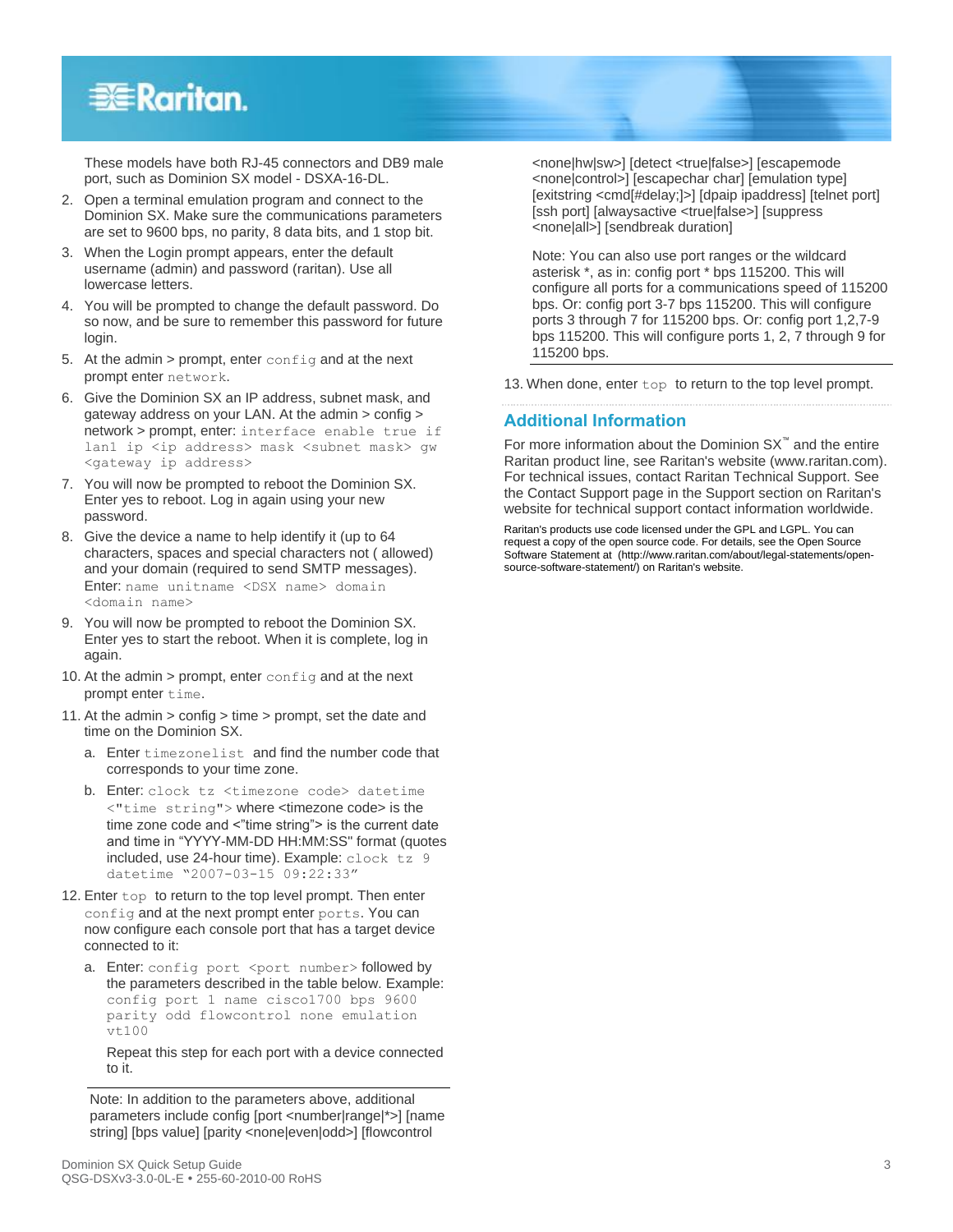These models have both RJ-45 connectors and DB9 male port, such as Dominion SX model - DSXA-16-DL.

2. Open a terminal emulation program and connect to the Dominion SX. Make sure the communications parameters are set to 9600 bps, no parity, 8 data bits, and 1 stop bit.
3. When the Login prompt appears, enter the default username (admin) and password (raritan). Use all lowercase letters.
4. You will be prompted to change the default password. Do so now, and be sure to remember this password for future login.
5. At the admin > prompt, enter `config` and at the next prompt enter `network`.
6. Give the Dominion SX an IP address, subnet mask, and gateway address on your LAN. At the admin > config > network > prompt, enter: `interface enable true if lan1 ip <ip address> mask <subnet mask> gw <gateway ip address>`
7. You will now be prompted to reboot the Dominion SX. Enter yes to reboot. Log in again using your new password.
8. Give the device a name to help identify it (up to 64 characters, spaces and special characters not ( allowed) and your domain (required to send SMTP messages). Enter: `name unitname <DSX name> domain <domain name>`
9. You will now be prompted to reboot the Dominion SX. Enter yes to start the reboot. When it is complete, log in again.
10. At the admin > prompt, enter `config` and at the next prompt enter `time`.
11. At the admin > config > time > prompt, set the date and time on the Dominion SX.
    a. Enter `timezonelist` and find the number code that corresponds to your time zone.
    b. Enter: `clock tz <timezone code> datetime <"time string">` where <timezone code> is the time zone code and <"time string"> is the current date and time in "YYYY-MM-DD HH:MM:SS" format (quotes included, use 24-hour time). Example: `clock tz 9 datetime "2007-03-15 09:22:33"`
12. Enter `top` to return to the top level prompt. Then enter `config` and at the next prompt enter `ports`. You can now configure each console port that has a target device connected to it:
    a. Enter: `config port <port number>` followed by the parameters described in the table below. Example: `config port 1 name cisco1700 bps 9600 parity odd flowcontrol none emulation vt100`

       Repeat this step for each port with a device connected to it.

    Note: In addition to the parameters above, additional parameters include config [port <number|range|*>] [name string] [bps value] [parity <none|even|odd>] [flowcontrol <none|hw|sw>] [detect <true|false>] [escapemode <none|control>] [escapechar char] [emulation type] [exitstring <cmd[#delay;]>] [dpaip ipaddress] [telnet port] [ssh port] [alwaysactive <true|false>] [suppress <none|all>] [sendbreak duration]

    Note: You can also use port ranges or the wildcard asterisk *, as in: config port * bps 115200. This will configure all ports for a communications speed of 115200 bps. Or: config port 3-7 bps 115200. This will configure ports 3 through 7 for 115200 bps. Or: config port 1,2,7-9 bps 115200. This will configure ports 1, 2, 7 through 9 for 115200 bps.

13. When done, enter `top` to return to the top level prompt.

## Additional Information

For more information about the Dominion SX™ and the entire Raritan product line, see Raritan's website (www.raritan.com). For technical issues, contact Raritan Technical Support. See the Contact Support page in the Support section on Raritan's website for technical support contact information worldwide.

Raritan's products use code licensed under the GPL and LGPL. You can request a copy of the open source code. For details, see the Open Source Software Statement at (http://www.raritan.com/about/legal-statements/open-source-software-statement/) on Raritan's website.